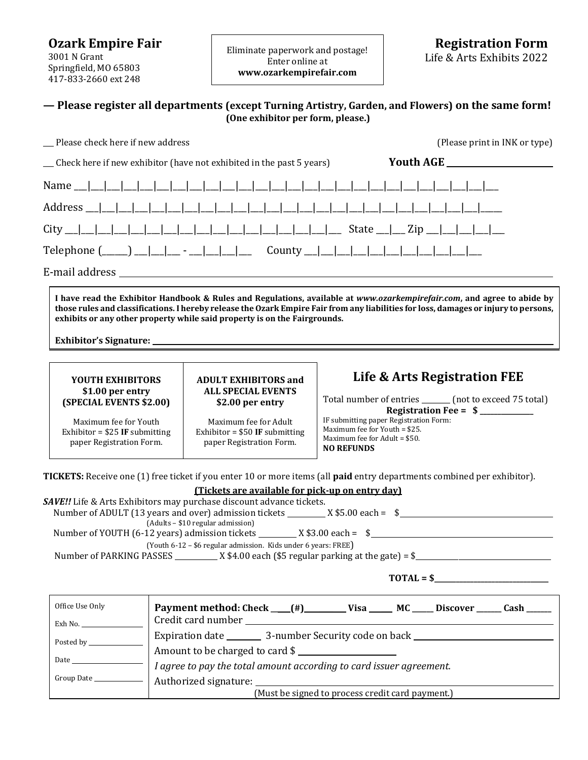**Ozark Empire Fair**
3001 N Grant
Springfield, MO 65803
417-833-2660 ext 248

Eliminate paperwork and postage!
Enter online at
**www.ozarkempirefair.com**

**Registration Form**
Life & Arts Exhibits 2022

### — Please register all departments (except Turning Artistry, Garden, and Flowers) on the same form!
**(One exhibitor per form, please.)**

___ Please check here if new address (Please print in INK or type)

___ Check here if new exhibitor (have not exhibited in the past 5 years) **Youth AGE** ____________

Name ___|___|___|___|___|___|___|___|___|___|___|___|___|___|___|___|___|___|___|___|___|___|___|___|___|___|___

Address ___|___|___|___|___|___|___|___|___|___|___|___|___|___|___|___|___|___|___|___|___|___|___|___|___|_____

City ___|___|___|___|___|___|___|___|___|___|___|___|___|___|___|___|___|___ State ___|___ Zip ___|___|___|___|___

Telephone (______) ___|___|___ - ___|___|___|___ County ___|___|___|___|___|___|___|___|___|___|___

E-mail address ________________________________________________

**I have read the Exhibitor Handbook & Rules and Regulations, available at *www.ozarkempirefair.com*, and agree to abide by those rules and classifications. I hereby release the Ozark Empire Fair from any liabilities for loss, damages or injury to persons, exhibits or any other property while said property is on the Fairgrounds.**

**Exhibitor's Signature:** ________________________________________________

| **YOUTH EXHIBITORS $1.00 per entry (SPECIAL EVENTS $2.00)** | **ADULT EXHIBITORS and ALL SPECIAL EVENTS $2.00 per entry** |
|---|---|
| Maximum fee for Youth Exhibitor = $25 **IF** submitting paper Registration Form. | Maximum fee for Adult Exhibitor = $50 **IF** submitting paper Registration Form. |

## Life & Arts Registration FEE

Total number of entries _______ (not to exceed 75 total)

**Registration Fee = $ ____________**

IF submitting paper Registration Form:
Maximum fee for Youth = $25.
Maximum fee for Adult = $50.
**NO REFUNDS**

**TICKETS:** Receive one (1) free ticket if you enter 10 or more items (all **paid** entry departments combined per exhibitor).

**(Tickets are available for pick-up on entry day)**

***SAVE!!*** Life & Arts Exhibitors may purchase discount advance tickets.

Number of ADULT (13 years and over) admission tickets ________ X $5.00 each = $____________
(Adults – $10 regular admission)

Number of YOUTH (6-12 years) admission tickets ________ X $3.00 each = $____________
(Youth 6-12 – $6 regular admission. Kids under 6 years: FREE)

Number of PARKING PASSES __________ X $4.00 each ($5 regular parking at the gate) = $____________

**TOTAL = $**____________

| Office Use Only | **Payment method: Check ___(#)_________ Visa _____ MC _____ Discover ______ Cash ______** |
|---|---|
| Exh No. ____________ | Credit card number ________________________________ |
| Posted by ____________ | Expiration date _______ 3-number Security code on back ____________ |
| Date ____________ | Amount to be charged to card $ ____________ |
| Group Date ____________ | *I agree to pay the total amount according to card issuer agreement.* |
| | Authorized signature: ________________________________ (Must be signed to process credit card payment.) |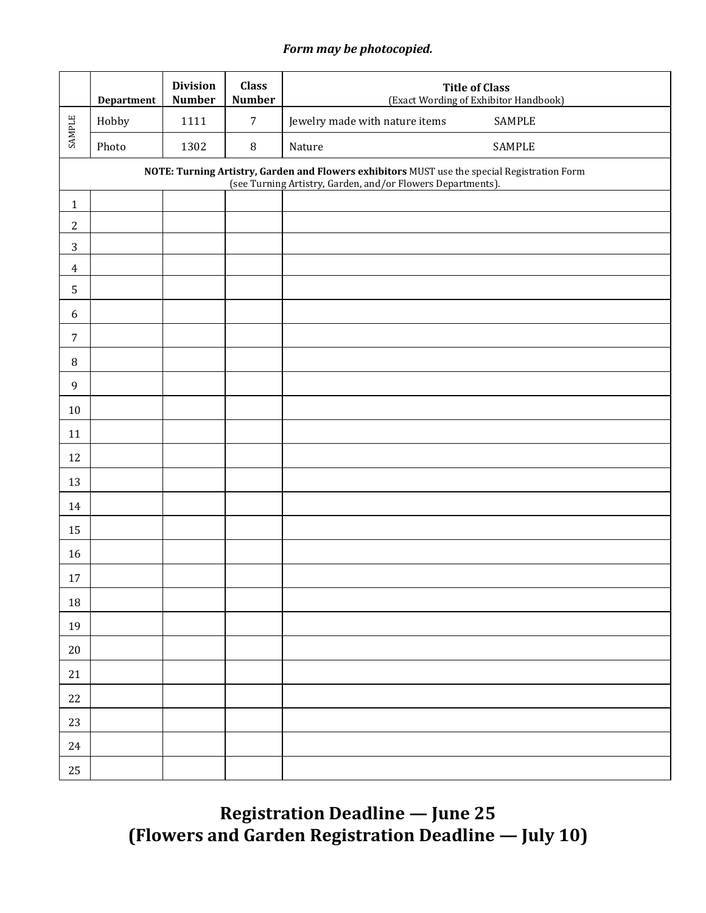*Form may be photocopied.*

| | Department | Division Number | Class Number | Title of Class (Exact Wording of Exhibitor Handbook) |
|---|---|---|---|---|
| SAMPLE | Hobby | 1111 | 7 | Jewelry made with nature items SAMPLE |
| | Photo | 1302 | 8 | Nature SAMPLE |
| **NOTE: Turning Artistry, Garden and Flowers exhibitors** MUST use the special Registration Form (see Turning Artistry, Garden, and/or Flowers Departments). | | | | |
| 1 | | | | |
| 2 | | | | |
| 3 | | | | |
| 4 | | | | |
| 5 | | | | |
| 6 | | | | |
| 7 | | | | |
| 8 | | | | |
| 9 | | | | |
| 10 | | | | |
| 11 | | | | |
| 12 | | | | |
| 13 | | | | |
| 14 | | | | |
| 15 | | | | |
| 16 | | | | |
| 17 | | | | |
| 18 | | | | |
| 19 | | | | |
| 20 | | | | |
| 21 | | | | |
| 22 | | | | |
| 23 | | | | |
| 24 | | | | |
| 25 | | | | |

## Registration Deadline — June 25
## (Flowers and Garden Registration Deadline — July 10)